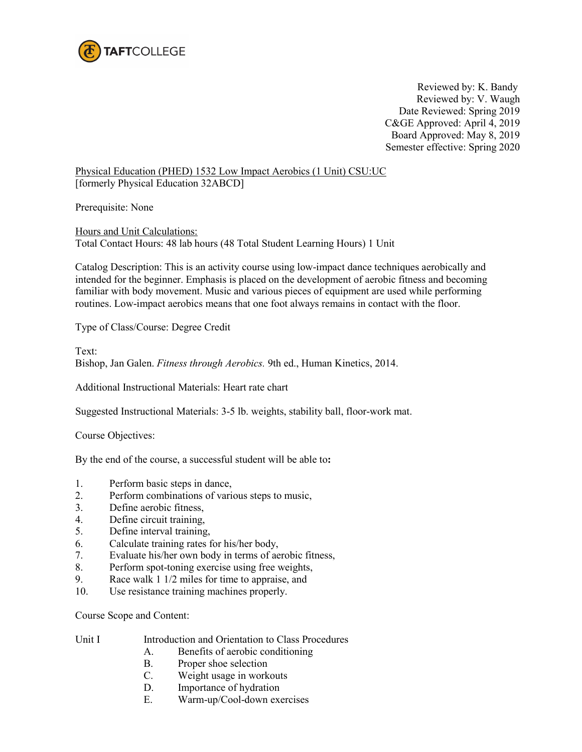TAFTCOLLEGE

Reviewed by: K. Bandy
Reviewed by: V. Waugh
Date Reviewed: Spring 2019
C&GE Approved: April 4, 2019
Board Approved: May 8, 2019
Semester effective: Spring 2020

Physical Education (PHED) 1532 Low Impact Aerobics (1 Unit) CSU:UC
[formerly Physical Education 32ABCD]

Prerequisite: None

Hours and Unit Calculations:
Total Contact Hours: 48 lab hours (48 Total Student Learning Hours) 1 Unit

Catalog Description: This is an activity course using low-impact dance techniques aerobically and intended for the beginner. Emphasis is placed on the development of aerobic fitness and becoming familiar with body movement. Music and various pieces of equipment are used while performing routines. Low-impact aerobics means that one foot always remains in contact with the floor.

Type of Class/Course: Degree Credit

Text:
Bishop, Jan Galen. *Fitness through Aerobics.* 9th ed., Human Kinetics, 2014.

Additional Instructional Materials: Heart rate chart

Suggested Instructional Materials: 3-5 lb. weights, stability ball, floor-work mat.

Course Objectives:

By the end of the course, a successful student will be able to**:**

1. Perform basic steps in dance,
2. Perform combinations of various steps to music,
3. Define aerobic fitness,
4. Define circuit training,
5. Define interval training,
6. Calculate training rates for his/her body,
7. Evaluate his/her own body in terms of aerobic fitness,
8. Perform spot-toning exercise using free weights,
9. Race walk 1 1/2 miles for time to appraise, and
10. Use resistance training machines properly.

Course Scope and Content:

Unit I Introduction and Orientation to Class Procedures

- A. Benefits of aerobic conditioning
- B. Proper shoe selection
- C. Weight usage in workouts
- D. Importance of hydration
- E. Warm-up/Cool-down exercises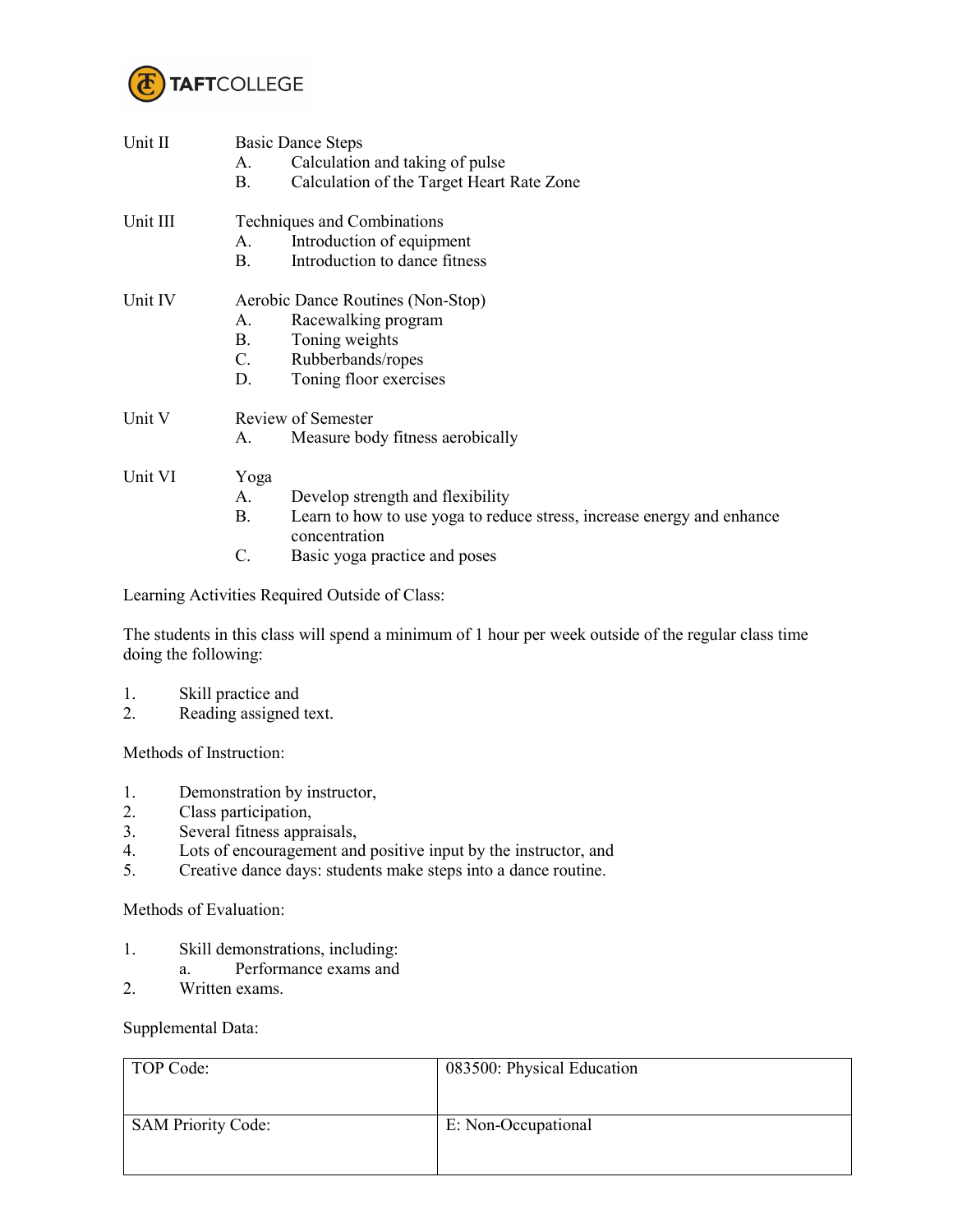Unit II Basic Dance Steps
- A. Calculation and taking of pulse
- B. Calculation of the Target Heart Rate Zone

Unit III Techniques and Combinations
- A. Introduction of equipment
- B. Introduction to dance fitness

Unit IV Aerobic Dance Routines (Non-Stop)
- A. Racewalking program
- B. Toning weights
- C. Rubberbands/ropes
- D. Toning floor exercises

Unit V Review of Semester
- A. Measure body fitness aerobically

Unit VI Yoga
- A. Develop strength and flexibility
- B. Learn to how to use yoga to reduce stress, increase energy and enhance concentration
- C. Basic yoga practice and poses

Learning Activities Required Outside of Class:

The students in this class will spend a minimum of 1 hour per week outside of the regular class time doing the following:

1. Skill practice and
2. Reading assigned text.

Methods of Instruction:

1. Demonstration by instructor,
2. Class participation,
3. Several fitness appraisals,
4. Lots of encouragement and positive input by the instructor, and
5. Creative dance days: students make steps into a dance routine.

Methods of Evaluation:

1. Skill demonstrations, including:
   a. Performance exams and
2. Written exams.

Supplemental Data:

| | |
|---|---|
| TOP Code: | 083500: Physical Education |
| SAM Priority Code: | E: Non-Occupational |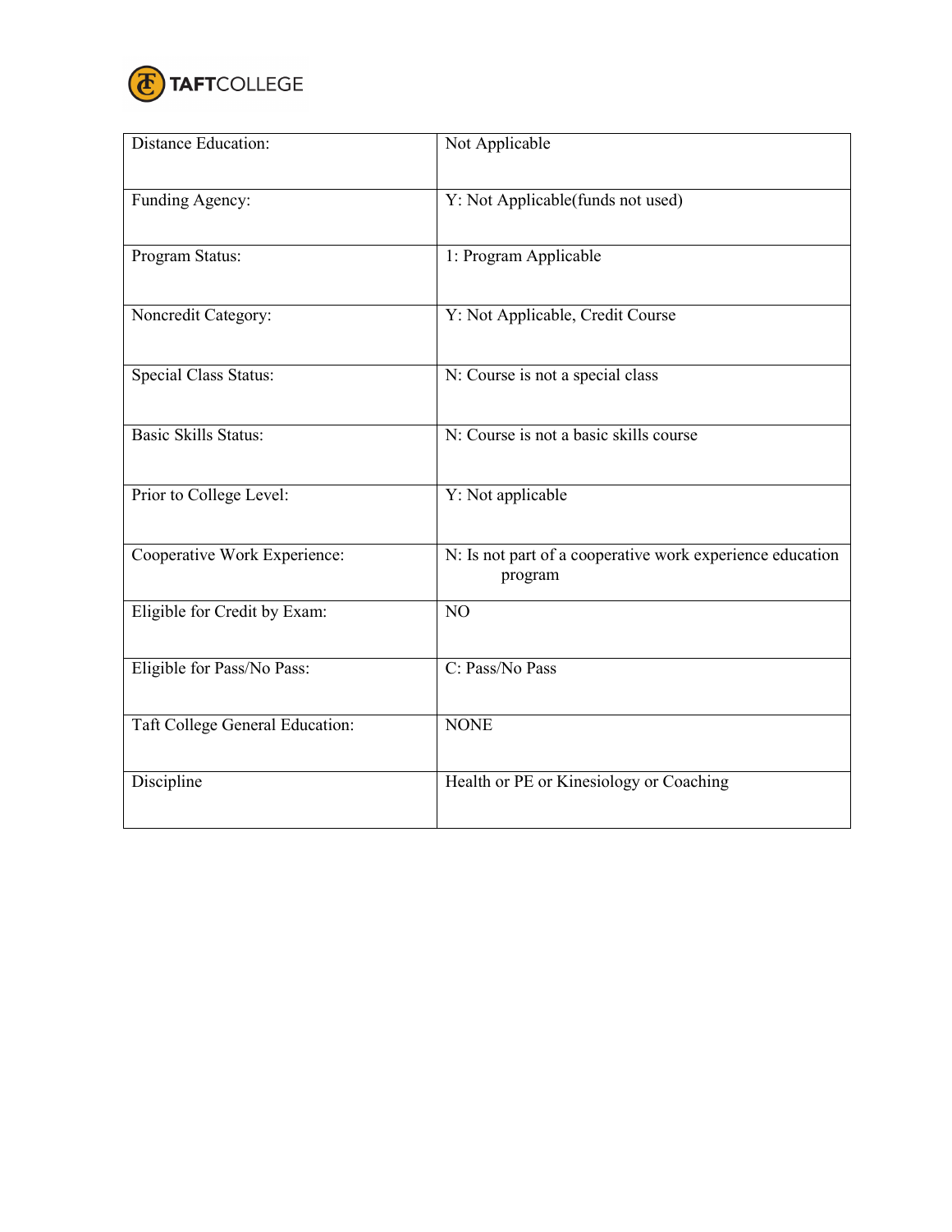| | |
|---|---|
| Distance Education: | Not Applicable |
| Funding Agency: | Y: Not Applicable(funds not used) |
| Program Status: | 1: Program Applicable |
| Noncredit Category: | Y: Not Applicable, Credit Course |
| Special Class Status: | N: Course is not a special class |
| Basic Skills Status: | N: Course is not a basic skills course |
| Prior to College Level: | Y: Not applicable |
| Cooperative Work Experience: | N: Is not part of a cooperative work experience education program |
| Eligible for Credit by Exam: | NO |
| Eligible for Pass/No Pass: | C: Pass/No Pass |
| Taft College General Education: | NONE |
| Discipline | Health or PE or Kinesiology or Coaching |